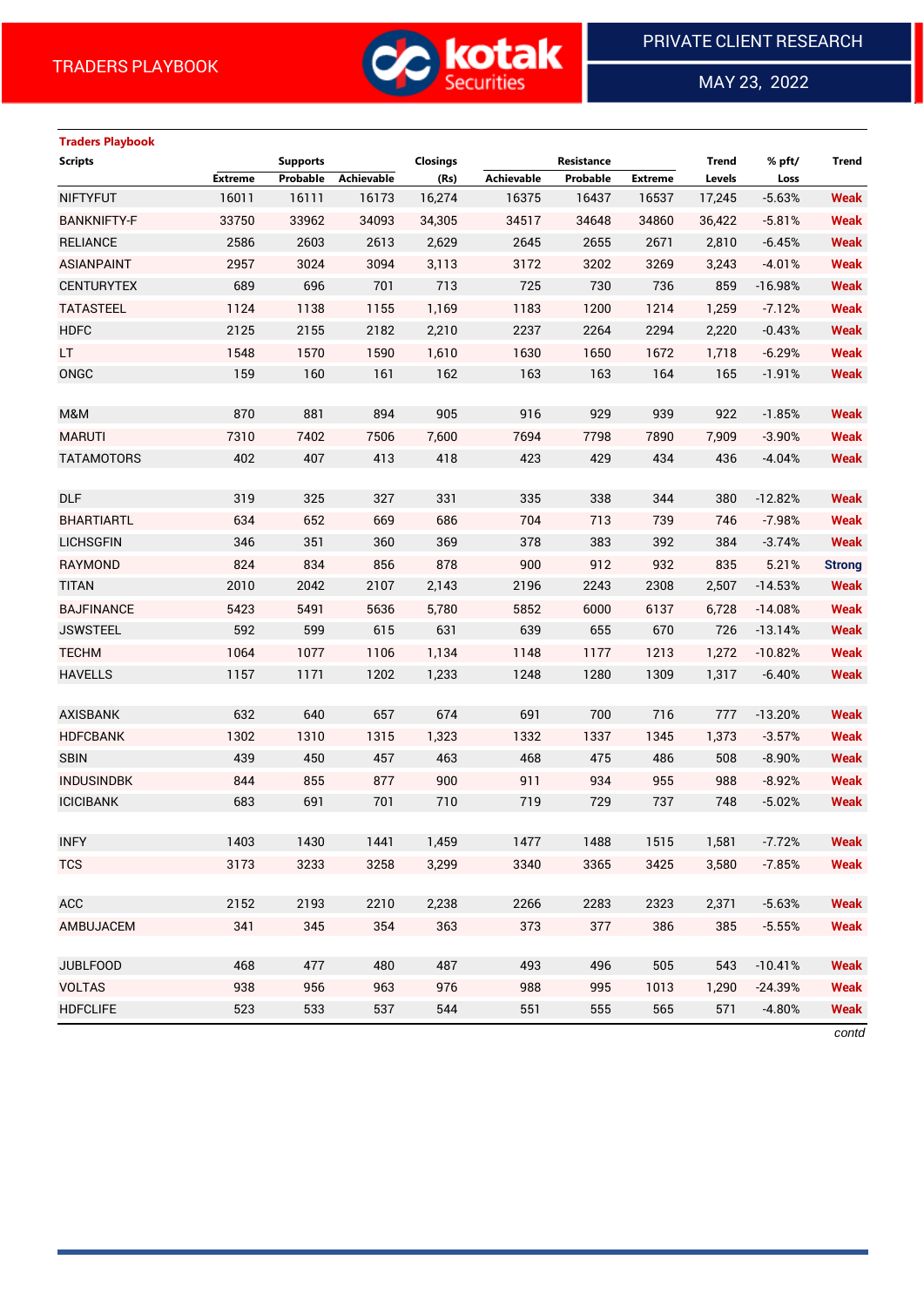TRADERS PLAYBOOK

PRIVATE CLIENT RESEARCH

MAY 23, 2022

## Traders Playbook

| Scripts | Supports | | | Closings | Resistance | | | Trend | % pft/ | Trend |
|---|---|---|---|---|---|---|---|---|---|---|
| | Extreme | Probable | Achievable | (Rs) | Achievable | Probable | Extreme | Levels | Loss | |
| NIFTYFUT | 16011 | 16111 | 16173 | 16,274 | 16375 | 16437 | 16537 | 17,245 | -5.63% | Weak |
| BANKNIFTY-F | 33750 | 33962 | 34093 | 34,305 | 34517 | 34648 | 34860 | 36,422 | -5.81% | Weak |
| RELIANCE | 2586 | 2603 | 2613 | 2,629 | 2645 | 2655 | 2671 | 2,810 | -6.45% | Weak |
| ASIANPAINT | 2957 | 3024 | 3094 | 3,113 | 3172 | 3202 | 3269 | 3,243 | -4.01% | Weak |
| CENTURYTEX | 689 | 696 | 701 | 713 | 725 | 730 | 736 | 859 | -16.98% | Weak |
| TATASTEEL | 1124 | 1138 | 1155 | 1,169 | 1183 | 1200 | 1214 | 1,259 | -7.12% | Weak |
| HDFC | 2125 | 2155 | 2182 | 2,210 | 2237 | 2264 | 2294 | 2,220 | -0.43% | Weak |
| LT | 1548 | 1570 | 1590 | 1,610 | 1630 | 1650 | 1672 | 1,718 | -6.29% | Weak |
| ONGC | 159 | 160 | 161 | 162 | 163 | 163 | 164 | 165 | -1.91% | Weak |
| | | | | | | | | | | |
| M&M | 870 | 881 | 894 | 905 | 916 | 929 | 939 | 922 | -1.85% | Weak |
| MARUTI | 7310 | 7402 | 7506 | 7,600 | 7694 | 7798 | 7890 | 7,909 | -3.90% | Weak |
| TATAMOTORS | 402 | 407 | 413 | 418 | 423 | 429 | 434 | 436 | -4.04% | Weak |
| | | | | | | | | | | |
| DLF | 319 | 325 | 327 | 331 | 335 | 338 | 344 | 380 | -12.82% | Weak |
| BHARTIARTL | 634 | 652 | 669 | 686 | 704 | 713 | 739 | 746 | -7.98% | Weak |
| LICHSGFIN | 346 | 351 | 360 | 369 | 378 | 383 | 392 | 384 | -3.74% | Weak |
| RAYMOND | 824 | 834 | 856 | 878 | 900 | 912 | 932 | 835 | 5.21% | Strong |
| TITAN | 2010 | 2042 | 2107 | 2,143 | 2196 | 2243 | 2308 | 2,507 | -14.53% | Weak |
| BAJFINANCE | 5423 | 5491 | 5636 | 5,780 | 5852 | 6000 | 6137 | 6,728 | -14.08% | Weak |
| JSWSTEEL | 592 | 599 | 615 | 631 | 639 | 655 | 670 | 726 | -13.14% | Weak |
| TECHM | 1064 | 1077 | 1106 | 1,134 | 1148 | 1177 | 1213 | 1,272 | -10.82% | Weak |
| HAVELLS | 1157 | 1171 | 1202 | 1,233 | 1248 | 1280 | 1309 | 1,317 | -6.40% | Weak |
| | | | | | | | | | | |
| AXISBANK | 632 | 640 | 657 | 674 | 691 | 700 | 716 | 777 | -13.20% | Weak |
| HDFCBANK | 1302 | 1310 | 1315 | 1,323 | 1332 | 1337 | 1345 | 1,373 | -3.57% | Weak |
| SBIN | 439 | 450 | 457 | 463 | 468 | 475 | 486 | 508 | -8.90% | Weak |
| INDUSINDBK | 844 | 855 | 877 | 900 | 911 | 934 | 955 | 988 | -8.92% | Weak |
| ICICIBANK | 683 | 691 | 701 | 710 | 719 | 729 | 737 | 748 | -5.02% | Weak |
| | | | | | | | | | | |
| INFY | 1403 | 1430 | 1441 | 1,459 | 1477 | 1488 | 1515 | 1,581 | -7.72% | Weak |
| TCS | 3173 | 3233 | 3258 | 3,299 | 3340 | 3365 | 3425 | 3,580 | -7.85% | Weak |
| | | | | | | | | | | |
| ACC | 2152 | 2193 | 2210 | 2,238 | 2266 | 2283 | 2323 | 2,371 | -5.63% | Weak |
| AMBUJACEM | 341 | 345 | 354 | 363 | 373 | 377 | 386 | 385 | -5.55% | Weak |
| | | | | | | | | | | |
| JUBLFOOD | 468 | 477 | 480 | 487 | 493 | 496 | 505 | 543 | -10.41% | Weak |
| VOLTAS | 938 | 956 | 963 | 976 | 988 | 995 | 1013 | 1,290 | -24.39% | Weak |
| HDFCLIFE | 523 | 533 | 537 | 544 | 551 | 555 | 565 | 571 | -4.80% | Weak |

*contd*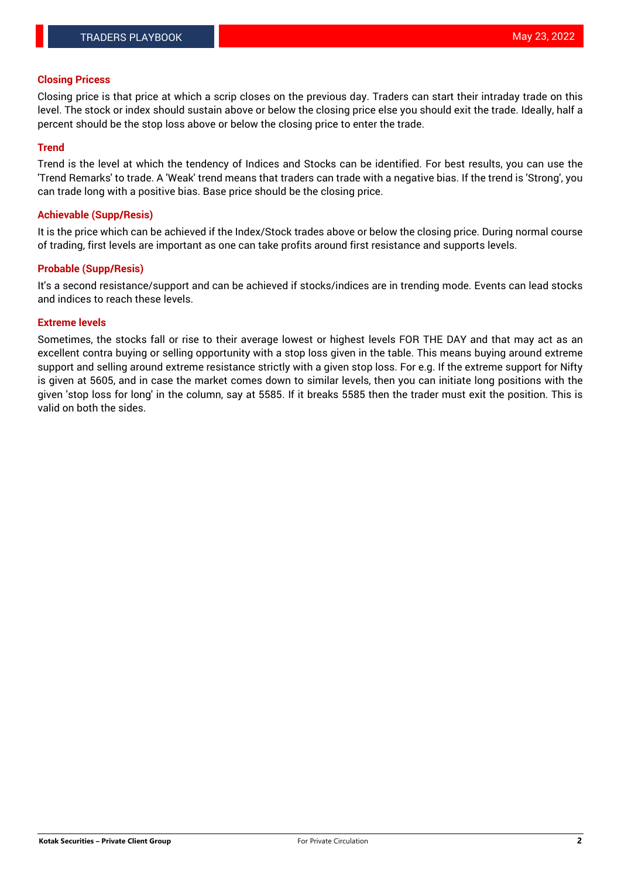## Closing Pricess

Closing price is that price at which a scrip closes on the previous day. Traders can start their intraday trade on this level. The stock or index should sustain above or below the closing price else you should exit the trade. Ideally, half a percent should be the stop loss above or below the closing price to enter the trade.

## Trend

Trend is the level at which the tendency of Indices and Stocks can be identified. For best results, you can use the 'Trend Remarks' to trade. A 'Weak' trend means that traders can trade with a negative bias. If the trend is 'Strong', you can trade long with a positive bias. Base price should be the closing price.

## Achievable (Supp/Resis)

It is the price which can be achieved if the Index/Stock trades above or below the closing price. During normal course of trading, first levels are important as one can take profits around first resistance and supports levels.

## Probable (Supp/Resis)

It's a second resistance/support and can be achieved if stocks/indices are in trending mode. Events can lead stocks and indices to reach these levels.

## Extreme levels

Sometimes, the stocks fall or rise to their average lowest or highest levels FOR THE DAY and that may act as an excellent contra buying or selling opportunity with a stop loss given in the table. This means buying around extreme support and selling around extreme resistance strictly with a given stop loss. For e.g. If the extreme support for Nifty is given at 5605, and in case the market comes down to similar levels, then you can initiate long positions with the given 'stop loss for long' in the column, say at 5585. If it breaks 5585 then the trader must exit the position. This is valid on both the sides.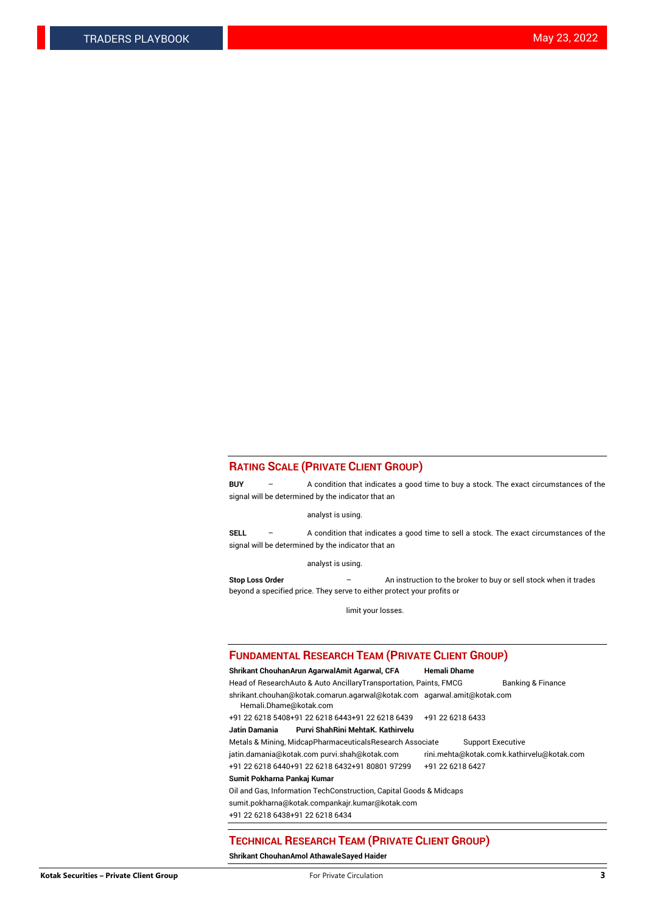## Rating Scale (Private Client Group)

**BUY** – A condition that indicates a good time to buy a stock. The exact circumstances of the signal will be determined by the indicator that an analyst is using.

**SELL** – A condition that indicates a good time to sell a stock. The exact circumstances of the signal will be determined by the indicator that an analyst is using.

**Stop Loss Order** – An instruction to the broker to buy or sell stock when it trades beyond a specified price. They serve to either protect your profits or limit your losses.

## Fundamental Research Team (Private Client Group)

| | | | |
|---|---|---|---|
| **Shrikant Chouhan** | **Arun Agarwal** | **Amit Agarwal, CFA** | **Hemali Dhame** |
| Head of Research | Auto & Auto Ancillary | Transportation, Paints, FMCG | Banking & Finance |
| shrikant.chouhan@kotak.com | arun.agarwal@kotak.com | agarwal.amit@kotak.com | Hemali.Dhame@kotak.com |
| +91 22 6218 5408 | +91 22 6218 6443 | +91 22 6218 6439 | +91 22 6218 6433 |
| **Jatin Damania** | **Purvi Shah** | **Rini Mehta** | **K. Kathirvelu** |
| Metals & Mining, Midcap | Pharmaceuticals | Research Associate | Support Executive |
| jatin.damania@kotak.com | purvi.shah@kotak.com | rini.mehta@kotak.com | k.kathirvelu@kotak.com |
| +91 22 6218 6440 | +91 22 6218 6432 | +91 80801 97299 | +91 22 6218 6427 |
| **Sumit Pokharna** | **Pankaj Kumar** | | |
| Oil and Gas, Information Tech | Construction, Capital Goods & Midcaps | | |
| sumit.pokharna@kotak.com | pankajr.kumar@kotak.com | | |
| +91 22 6218 6438 | +91 22 6218 6434 | | |

## Technical Research Team (Private Client Group)

**Shrikant Chouhan** **Amol Athawale** **Sayed Haider**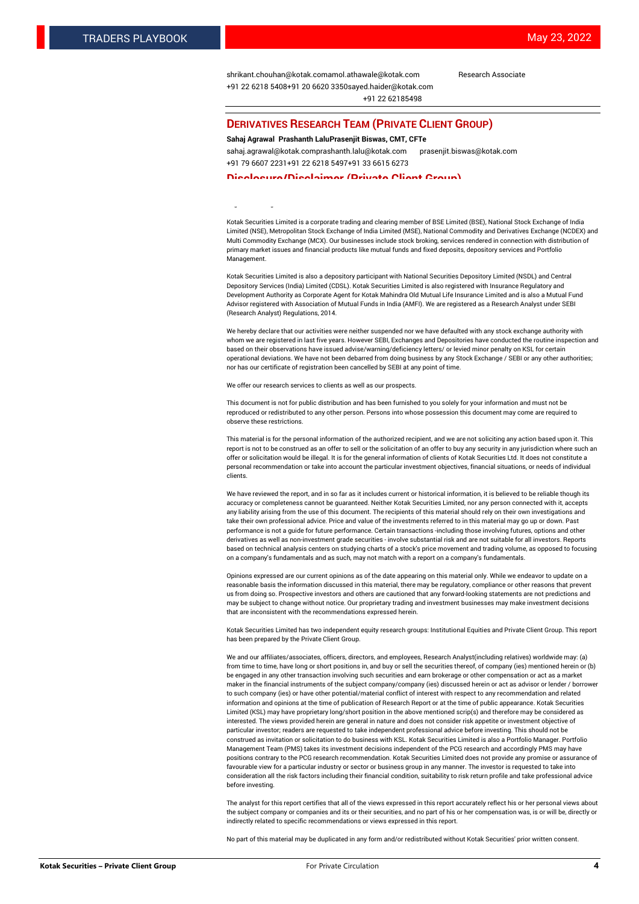shrikant.chouhan@kotak.com amol.athawale@kotak.com Research Associate
+91 22 6218 5408 +91 20 6620 3350 sayed.haider@kotak.com
+91 22 62185498

## DERIVATIVES RESEARCH TEAM (PRIVATE CLIENT GROUP)

**Sahaj Agrawal Prashanth Lalu Prasenjit Biswas, CMT, CFTe**

sahaj.agrawal@kotak.com prashanth.lalu@kotak.com prasenjit.biswas@kotak.com
+91 79 6607 2231 +91 22 6218 5497 +91 33 6615 6273

## Disclosure/Disclaimer (Private Client Group)

Kotak Securities Limited is a corporate trading and clearing member of BSE Limited (BSE), National Stock Exchange of India Limited (NSE), Metropolitan Stock Exchange of India Limited (MSE), National Commodity and Derivatives Exchange (NCDEX) and Multi Commodity Exchange (MCX). Our businesses include stock broking, services rendered in connection with distribution of primary market issues and financial products like mutual funds and fixed deposits, depository services and Portfolio Management.

Kotak Securities Limited is also a depository participant with National Securities Depository Limited (NSDL) and Central Depository Services (India) Limited (CDSL). Kotak Securities Limited is also registered with Insurance Regulatory and Development Authority as Corporate Agent for Kotak Mahindra Old Mutual Life Insurance Limited and is also a Mutual Fund Advisor registered with Association of Mutual Funds in India (AMFI). We are registered as a Research Analyst under SEBI (Research Analyst) Regulations, 2014.

We hereby declare that our activities were neither suspended nor we have defaulted with any stock exchange authority with whom we are registered in last five years. However SEBI, Exchanges and Depositories have conducted the routine inspection and based on their observations have issued advise/warning/deficiency letters/ or levied minor penalty on KSL for certain operational deviations. We have not been debarred from doing business by any Stock Exchange / SEBI or any other authorities; nor has our certificate of registration been cancelled by SEBI at any point of time.

We offer our research services to clients as well as our prospects.

This document is not for public distribution and has been furnished to you solely for your information and must not be reproduced or redistributed to any other person. Persons into whose possession this document may come are required to observe these restrictions.

This material is for the personal information of the authorized recipient, and we are not soliciting any action based upon it. This report is not to be construed as an offer to sell or the solicitation of an offer to buy any security in any jurisdiction where such an offer or solicitation would be illegal. It is for the general information of clients of Kotak Securities Ltd. It does not constitute a personal recommendation or take into account the particular investment objectives, financial situations, or needs of individual clients.

We have reviewed the report, and in so far as it includes current or historical information, it is believed to be reliable though its accuracy or completeness cannot be guaranteed. Neither Kotak Securities Limited, nor any person connected with it, accepts any liability arising from the use of this document. The recipients of this material should rely on their own investigations and take their own professional advice. Price and value of the investments referred to in this material may go up or down. Past performance is not a guide for future performance. Certain transactions -including those involving futures, options and other derivatives as well as non-investment grade securities - involve substantial risk and are not suitable for all investors. Reports based on technical analysis centers on studying charts of a stock's price movement and trading volume, as opposed to focusing on a company's fundamentals and as such, may not match with a report on a company's fundamentals.

Opinions expressed are our current opinions as of the date appearing on this material only. While we endeavor to update on a reasonable basis the information discussed in this material, there may be regulatory, compliance or other reasons that prevent us from doing so. Prospective investors and others are cautioned that any forward-looking statements are not predictions and may be subject to change without notice. Our proprietary trading and investment businesses may make investment decisions that are inconsistent with the recommendations expressed herein.

Kotak Securities Limited has two independent equity research groups: Institutional Equities and Private Client Group. This report has been prepared by the Private Client Group.

We and our affiliates/associates, officers, directors, and employees, Research Analyst(including relatives) worldwide may: (a) from time to time, have long or short positions in, and buy or sell the securities thereof, of company (ies) mentioned herein or (b) be engaged in any other transaction involving such securities and earn brokerage or other compensation or act as a market maker in the financial instruments of the subject company/company (ies) discussed herein or act as advisor or lender / borrower to such company (ies) or have other potential/material conflict of interest with respect to any recommendation and related information and opinions at the time of publication of Research Report or at the time of public appearance. Kotak Securities Limited (KSL) may have proprietary long/short position in the above mentioned scrip(s) and therefore may be considered as interested. The views provided herein are general in nature and does not consider risk appetite or investment objective of particular investor; readers are requested to take independent professional advice before investing. This should not be construed as invitation or solicitation to do business with KSL. Kotak Securities Limited is also a Portfolio Manager. Portfolio Management Team (PMS) takes its investment decisions independent of the PCG research and accordingly PMS may have positions contrary to the PCG research recommendation. Kotak Securities Limited does not provide any promise or assurance of favourable view for a particular industry or sector or business group in any manner. The investor is requested to take into consideration all the risk factors including their financial condition, suitability to risk return profile and take professional advice before investing.

The analyst for this report certifies that all of the views expressed in this report accurately reflect his or her personal views about the subject company or companies and its or their securities, and no part of his or her compensation was, is or will be, directly or indirectly related to specific recommendations or views expressed in this report.

No part of this material may be duplicated in any form and/or redistributed without Kotak Securities' prior written consent.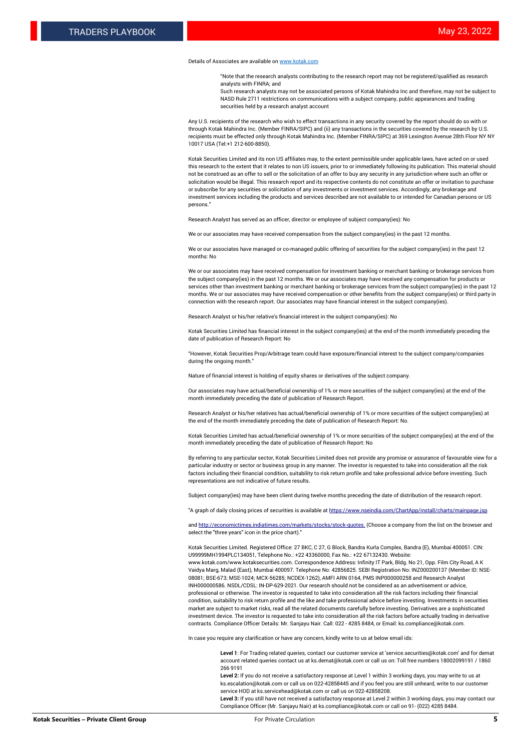Details of Associates are available on [www.kotak.com](www.kotak.com)

> "Note that the research analysts contributing to the research report may not be registered/qualified as research analysts with FINRA; and
>
> Such research analysts may not be associated persons of Kotak Mahindra Inc and therefore, may not be subject to NASD Rule 2711 restrictions on communications with a subject company, public appearances and trading securities held by a research analyst account

Any U.S. recipients of the research who wish to effect transactions in any security covered by the report should do so with or through Kotak Mahindra Inc. (Member FINRA/SIPC) and (ii) any transactions in the securities covered by the research by U.S. recipients must be effected only through Kotak Mahindra Inc. (Member FINRA/SIPC) at 369 Lexington Avenue 28th Floor NY NY 10017 USA (Tel:+1 212-600-8850).

Kotak Securities Limited and its non US affiliates may, to the extent permissible under applicable laws, have acted on or used this research to the extent that it relates to non US issuers, prior to or immediately following its publication. This material should not be construed as an offer to sell or the solicitation of an offer to buy any security in any jurisdiction where such an offer or solicitation would be illegal. This research report and its respective contents do not constitute an offer or invitation to purchase or subscribe for any securities or solicitation of any investments or investment services. Accordingly, any brokerage and investment services including the products and services described are not available to or intended for Canadian persons or US persons."

Research Analyst has served as an officer, director or employee of subject company(ies): No

We or our associates may have received compensation from the subject company(ies) in the past 12 months.

We or our associates have managed or co-managed public offering of securities for the subject company(ies) in the past 12 months: No

We or our associates may have received compensation for investment banking or merchant banking or brokerage services from the subject company(ies) in the past 12 months. We or our associates may have received any compensation for products or services other than investment banking or merchant banking or brokerage services from the subject company(ies) in the past 12 months. We or our associates may have received compensation or other benefits from the subject company(ies) or third party in connection with the research report. Our associates may have financial interest in the subject company(ies).

Research Analyst or his/her relative's financial interest in the subject company(ies): No

Kotak Securities Limited has financial interest in the subject company(ies) at the end of the month immediately preceding the date of publication of Research Report: No

"However, Kotak Securities Prop/Arbitrage team could have exposure/financial interest to the subject company/companies during the ongoing month."

Nature of financial interest is holding of equity shares or derivatives of the subject company.

Our associates may have actual/beneficial ownership of 1% or more securities of the subject company(ies) at the end of the month immediately preceding the date of publication of Research Report.

Research Analyst or his/her relatives has actual/beneficial ownership of 1% or more securities of the subject company(ies) at the end of the month immediately preceding the date of publication of Research Report: No.

Kotak Securities Limited has actual/beneficial ownership of 1% or more securities of the subject company(ies) at the end of the month immediately preceding the date of publication of Research Report: No

By referring to any particular sector, Kotak Securities Limited does not provide any promise or assurance of favourable view for a particular industry or sector or business group in any manner. The investor is requested to take into consideration all the risk factors including their financial condition, suitability to risk return profile and take professional advice before investing. Such representations are not indicative of future results.

Subject company(ies) may have been client during twelve months preceding the date of distribution of the research report.

"A graph of daily closing prices of securities is available at [https://www.nseindia.com/ChartApp/install/charts/mainpage.jsp](https://www.nseindia.com/ChartApp/install/charts/mainpage.jsp)

and [http://economictimes.indiatimes.com/markets/stocks/stock-quotes.](http://economictimes.indiatimes.com/markets/stocks/stock-quotes) (Choose a company from the list on the browser and select the "three years" icon in the price chart)."

Kotak Securities Limited. Registered Office: 27 BKC, C 27, G Block, Bandra Kurla Complex, Bandra (E), Mumbai 400051. CIN: U99999MH1994PLC134051, Telephone No.: +22 43360000, Fax No.: +22 67132430. Website: www.kotak.com/www.kotaksecurities.com. Correspondence Address: Infinity IT Park, Bldg. No 21, Opp. Film City Road, A K Vaidya Marg, Malad (East), Mumbai 400097. Telephone No: 42856825. SEBI Registration No: INZ000200137 (Member ID: NSE-08081; BSE-673; MSE-1024; MCX-56285; NCDEX-1262), AMFI ARN 0164, PMS INP000000258 and Research Analyst INH000000586. NSDL/CDSL: IN-DP-629-2021. Our research should not be considered as an advertisement or advice, professional or otherwise. The investor is requested to take into consideration all the risk factors including their financial condition, suitability to risk return profile and the like and take professional advice before investing. Investments in securities market are subject to market risks, read all the related documents carefully before investing. Derivatives are a sophisticated investment device. The investor is requested to take into consideration all the risk factors before actually trading in derivative contracts. Compliance Officer Details: Mr. Sanjayu Nair. Call: 022 - 4285 8484, or Email: ks.compliance@kotak.com.

In case you require any clarification or have any concern, kindly write to us at below email ids:

> **Level 1**: For Trading related queries, contact our customer service at 'service.securities@kotak.com' and for demat account related queries contact us at ks.demat@kotak.com or call us on: Toll free numbers 18002099191 / 1860 266 9191
>
> **Level 2:** If you do not receive a satisfactory response at Level 1 within 3 working days, you may write to us at ks.escalation@kotak.com or call us on 022-42858445 and if you feel you are still unheard, write to our customer service HOD at ks.servicehead@kotak.com or call us on 022-42858208.
>
> **Level 3:** If you still have not received a satisfactory response at Level 2 within 3 working days, you may contact our Compliance Officer (Mr. Sanjayu Nair) at ks.compliance@kotak.com or call on 91- (022) 4285 8484.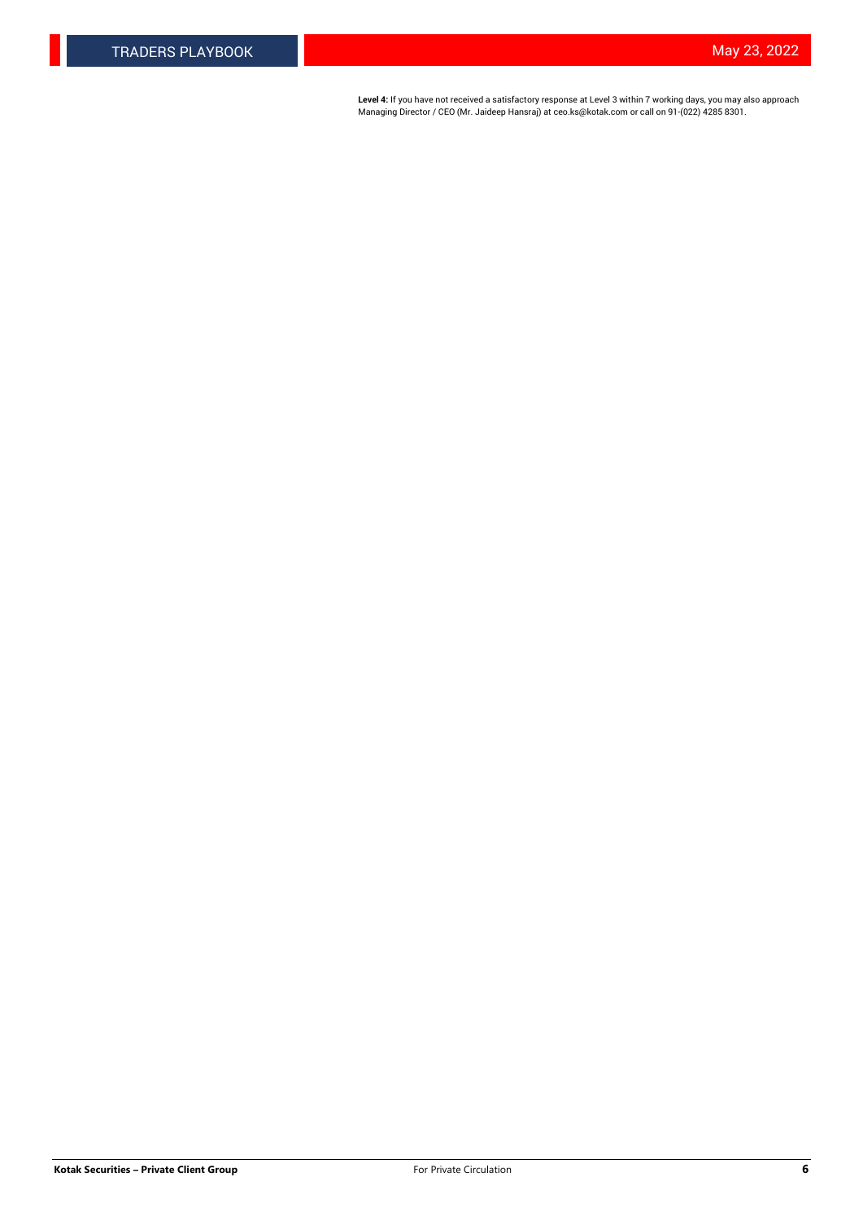**Level 4:** If you have not received a satisfactory response at Level 3 within 7 working days, you may also approach Managing Director / CEO (Mr. Jaideep Hansraj) at ceo.ks@kotak.com or call on 91-(022) 4285 8301.